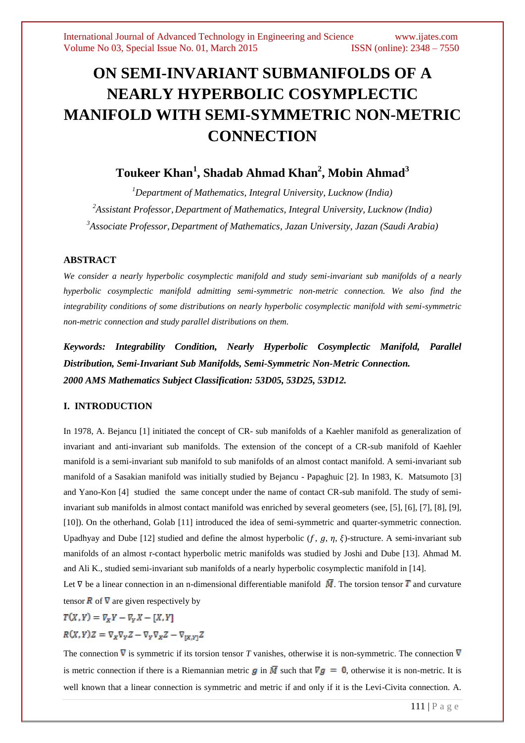# ON SEMI-INVARIANT SUBMANIFOLDS OF A NEARLY HYPERBOLIC COSYMPLECTIC MANIFOLD WITH SEMI-SYMMETRIC NON-METRIC CONNECTION

**Toukeer Khan[1], Shadab Ahmad Khan[2], Mobin Ahmad[3]**

*[1]Department of Mathematics, Integral University, Lucknow (India)*

*[2]Assistant Professor, Department of Mathematics, Integral University, Lucknow (India)*

*[3]Associate Professor, Department of Mathematics, Jazan University, Jazan (Saudi Arabia)*

### ABSTRACT

*We consider a nearly hyperbolic cosymplectic manifold and study semi-invariant sub manifolds of a nearly hyperbolic cosymplectic manifold admitting semi-symmetric non-metric connection. We also find the integrability conditions of some distributions on nearly hyperbolic cosymplectic manifold with semi-symmetric non-metric connection and study parallel distributions on them.*

***Keywords: Integrability Condition, Nearly Hyperbolic Cosymplectic Manifold, Parallel Distribution, Semi-Invariant Sub Manifolds, Semi-Symmetric Non-Metric Connection.***
***2000 AMS Mathematics Subject Classification: 53D05, 53D25, 53D12.***

### I. INTRODUCTION

In 1978, A. Bejancu [1] initiated the concept of CR- sub manifolds of a Kaehler manifold as generalization of invariant and anti-invariant sub manifolds. The extension of the concept of a CR-sub manifold of Kaehler manifold is a semi-invariant sub manifold to sub manifolds of an almost contact manifold. A semi-invariant sub manifold of a Sasakian manifold was initially studied by Bejancu - Papaghuic [2]. In 1983, K. Matsumoto [3] and Yano-Kon [4] studied the same concept under the name of contact CR-sub manifold. The study of semi-invariant sub manifolds in almost contact manifold was enriched by several geometers (see, [5], [6], [7], [8], [9], [10]). On the otherhand, Golab [11] introduced the idea of semi-symmetric and quarter-symmetric connection. Upadhyay and Dube [12] studied and define the almost hyperbolic ($f$, $g$, $\eta$, $\xi$)-structure. A semi-invariant sub manifolds of an almost r-contact hyperbolic metric manifolds was studied by Joshi and Dube [13]. Ahmad M. and Ali K., studied semi-invariant sub manifolds of a nearly hyperbolic cosymplectic manifold in [14].

Let $\nabla$ be a linear connection in an n-dimensional differentiable manifold $\bar{M}$. The torsion tensor $T$ and curvature tensor $R$ of $\nabla$ are given respectively by

$$T(X,Y) = \nabla_X Y - \nabla_Y X - [X,Y]$$

$$R(X,Y)Z = \nabla_X \nabla_Y Z - \nabla_Y \nabla_X Z - \nabla_{[X,Y]} Z$$

The connection $\nabla$ is symmetric if its torsion tensor $T$ vanishes, otherwise it is non-symmetric. The connection $\nabla$ is metric connection if there is a Riemannian metric $g$ in $\bar{M}$ such that $\nabla g = 0$, otherwise it is non-metric. It is well known that a linear connection is symmetric and metric if and only if it is the Levi-Civita connection. A.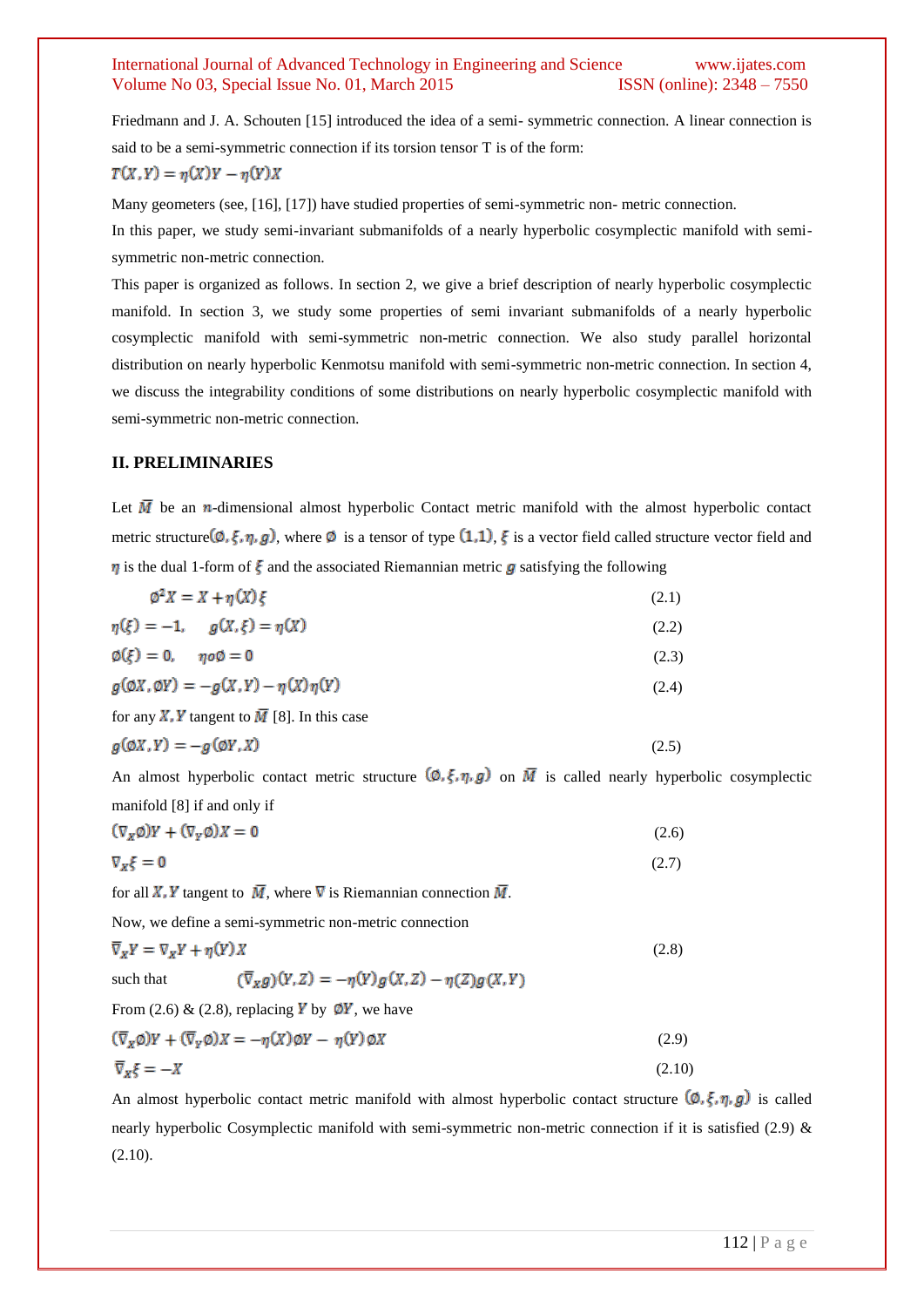Friedmann and J. A. Schouten [15] introduced the idea of a semi- symmetric connection. A linear connection is said to be a semi-symmetric connection if its torsion tensor T is of the form:

$$T(X,Y) = \eta(X)Y - \eta(Y)X$$

Many geometers (see, [16], [17]) have studied properties of semi-symmetric non- metric connection.

In this paper, we study semi-invariant submanifolds of a nearly hyperbolic cosymplectic manifold with semi-symmetric non-metric connection.

This paper is organized as follows. In section 2, we give a brief description of nearly hyperbolic cosymplectic manifold. In section 3, we study some properties of semi invariant submanifolds of a nearly hyperbolic cosymplectic manifold with semi-symmetric non-metric connection. We also study parallel horizontal distribution on nearly hyperbolic Kenmotsu manifold with semi-symmetric non-metric connection. In section 4, we discuss the integrability conditions of some distributions on nearly hyperbolic cosymplectic manifold with semi-symmetric non-metric connection.

## II. PRELIMINARIES

Let $\bar{M}$ be an $n$-dimensional almost hyperbolic Contact metric manifold with the almost hyperbolic contact metric structure$(\emptyset,\xi,\eta,g)$, where $\emptyset$ is a tensor of type $(1,1)$, $\xi$ is a vector field called structure vector field and $\eta$ is the dual 1-form of $\xi$ and the associated Riemannian metric $g$ satisfying the following

$$\emptyset^2 X = X + \eta(X)\xi \tag{2.1}$$

$$\eta(\xi) = -1, \quad g(X,\xi) = \eta(X) \tag{2.2}$$

$$\emptyset(\xi) = 0, \quad \eta o \emptyset = 0 \tag{2.3}$$

$$g(\emptyset X, \emptyset Y) = -g(X,Y) - \eta(X)\eta(Y) \tag{2.4}$$

for any $X, Y$ tangent to $\bar{M}$ [8]. In this case

$$g(\emptyset X, Y) = -g(\emptyset Y, X) \tag{2.5}$$

An almost hyperbolic contact metric structure $(\emptyset,\xi,\eta,g)$ on $\bar{M}$ is called nearly hyperbolic cosymplectic manifold [8] if and only if

$$(\nabla_X \emptyset)Y + (\nabla_Y \emptyset)X = 0 \tag{2.6}$$

$$\nabla_X \xi = 0 \tag{2.7}$$

for all $X, Y$ tangent to $\bar{M}$, where $\nabla$ is Riemannian connection $\bar{M}$.

Now, we define a semi-symmetric non-metric connection

$$\bar{\nabla}_X Y = \nabla_X Y + \eta(Y)X \tag{2.8}$$

such that $\quad (\bar{\nabla}_X g)(Y,Z) = -\eta(Y)g(X,Z) - \eta(Z)g(X,Y)$

From (2.6) & (2.8), replacing $Y$ by $\emptyset Y$, we have

$$(\bar{\nabla}_X \emptyset)Y + (\bar{\nabla}_Y \emptyset)X = -\eta(X)\emptyset Y - \eta(Y)\emptyset X \tag{2.9}$$

$$\bar{\nabla}_X \xi = -X \tag{2.10}$$

An almost hyperbolic contact metric manifold with almost hyperbolic contact structure $(\emptyset,\xi,\eta,g)$ is called nearly hyperbolic Cosymplectic manifold with semi-symmetric non-metric connection if it is satisfied (2.9) & (2.10).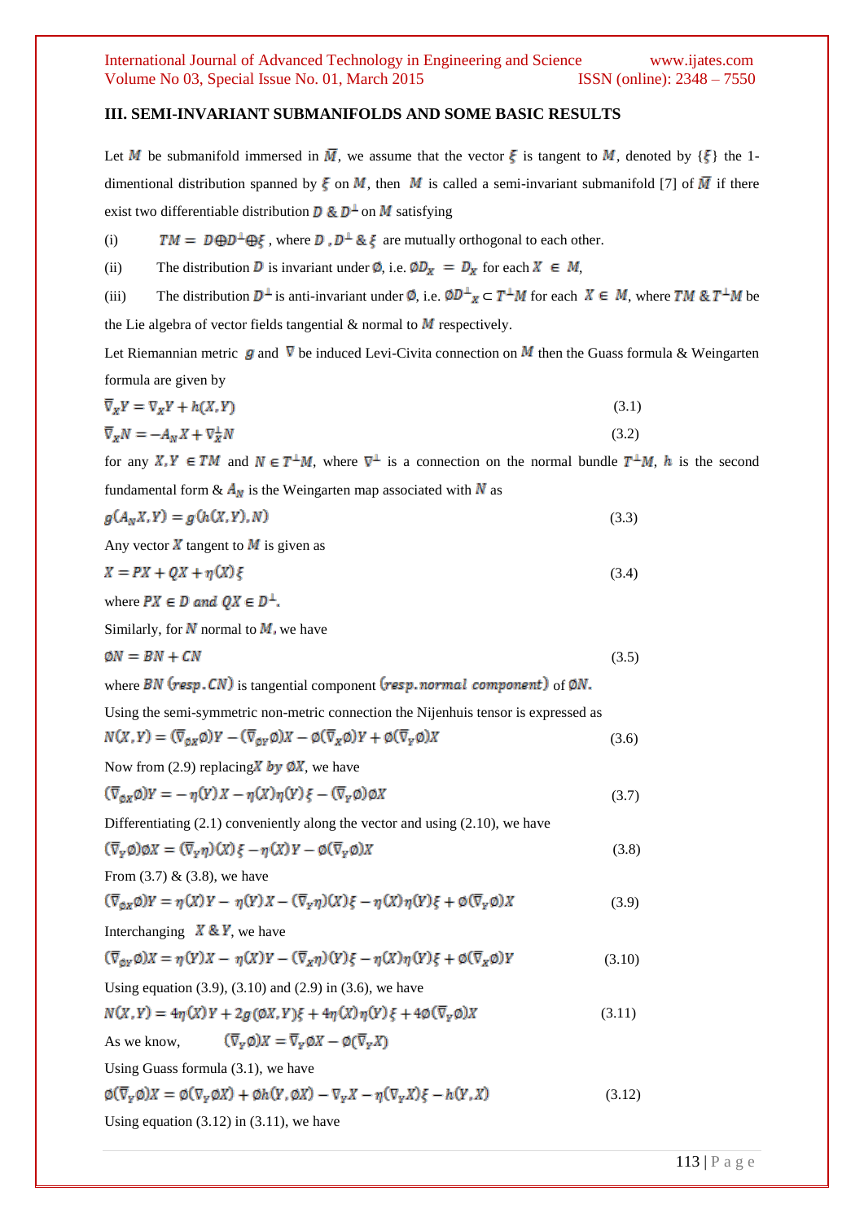## III. SEMI-INVARIANT SUBMANIFOLDS AND SOME BASIC RESULTS

Let $M$ be submanifold immersed in $\bar{M}$, we assume that the vector $\xi$ is tangent to $M$, denoted by $\{\xi\}$ the 1-dimentional distribution spanned by $\xi$ on $M$, then $M$ is called a semi-invariant submanifold [7] of $\bar{M}$ if there exist two differentiable distribution $D$ & $D^{\perp}$ on $M$ satisfying

(i) $TM = D \oplus D^{\perp} \oplus \xi$ , where $D$ , $D^{\perp}$ & $\xi$ are mutually orthogonal to each other.

(ii) The distribution $D$ is invariant under $\emptyset$, i.e. $\emptyset D_X = D_X$ for each $X \in M$,

(iii) The distribution $D^{\perp}$ is anti-invariant under $\emptyset$, i.e. $\emptyset D^{\perp}_X \subset T^{\perp}M$ for each $X \in M$, where $TM$ & $T^{\perp}M$ be the Lie algebra of vector fields tangential & normal to $M$ respectively.

Let Riemannian metric $g$ and $\nabla$ be induced Levi-Civita connection on $M$ then the Guass formula & Weingarten formula are given by

$$\bar{\nabla}_X Y = \nabla_X Y + h(X, Y) \tag{3.1}$$

$$\bar{\nabla}_X N = -A_N X + \nabla^{\perp}_X N \tag{3.2}$$

for any $X, Y \in TM$ and $N \in T^{\perp}M$, where $\nabla^{\perp}$ is a connection on the normal bundle $T^{\perp}M$, $h$ is the second fundamental form & $A_N$ is the Weingarten map associated with $N$ as

$$g(A_N X, Y) = g(h(X, Y), N) \tag{3.3}$$

Any vector $X$ tangent to $M$ is given as

$$X = PX + QX + \eta(X)\xi \tag{3.4}$$

where $PX \in D$ and $QX \in D^{\perp}$.

Similarly, for $N$ normal to $M$, we have

$$\emptyset N = BN + CN \tag{3.5}$$

where $BN$ (resp. $CN$) is tangential component (resp. normal component) of $\emptyset N$.

Using the semi-symmetric non-metric connection the Nijenhuis tensor is expressed as

$$N(X, Y) = (\bar{\nabla}_{\emptyset X}\emptyset)Y - (\bar{\nabla}_{\emptyset Y}\emptyset)X - \emptyset(\bar{\nabla}_X\emptyset)Y + \emptyset(\bar{\nabla}_Y\emptyset)X \tag{3.6}$$

Now from (2.9) replacing $X$ by $\emptyset X$, we have

$$(\bar{\nabla}_{\emptyset X}\emptyset)Y = -\eta(Y)X - \eta(X)\eta(Y)\xi - (\bar{\nabla}_Y\emptyset)\emptyset X \tag{3.7}$$

Differentiating (2.1) conveniently along the vector and using (2.10), we have

$$(\bar{\nabla}_Y\emptyset)\emptyset X = (\bar{\nabla}_Y\eta)(X)\xi - \eta(X)Y - \emptyset(\bar{\nabla}_Y\emptyset)X \tag{3.8}$$

From (3.7) & (3.8), we have

$$(\bar{\nabla}_{\emptyset X}\emptyset)Y = \eta(X)Y - \eta(Y)X - (\bar{\nabla}_Y\eta)(X)\xi - \eta(X)\eta(Y)\xi + \emptyset(\bar{\nabla}_Y\emptyset)X \tag{3.9}$$

Interchanging $X$ & $Y$, we have

$$(\bar{\nabla}_{\emptyset Y}\emptyset)X = \eta(Y)X - \eta(X)Y - (\bar{\nabla}_X\eta)(Y)\xi - \eta(X)\eta(Y)\xi + \emptyset(\bar{\nabla}_X\emptyset)Y \tag{3.10}$$

Using equation (3.9), (3.10) and (2.9) in (3.6), we have

$$N(X, Y) = 4\eta(X)Y + 2g(\emptyset X, Y)\xi + 4\eta(X)\eta(Y)\xi + 4\emptyset(\bar{\nabla}_Y\emptyset)X \tag{3.11}$$

As we know, $\quad (\bar{\nabla}_Y\emptyset)X = \bar{\nabla}_Y\emptyset X - \emptyset(\bar{\nabla}_Y X)$

Using Guass formula (3.1), we have

$$\emptyset(\bar{\nabla}_Y\emptyset)X = \emptyset(\nabla_Y\emptyset X) + \emptyset h(Y, \emptyset X) - \nabla_Y X - \eta(\nabla_Y X)\xi - h(Y, X) \tag{3.12}$$

Using equation (3.12) in (3.11), we have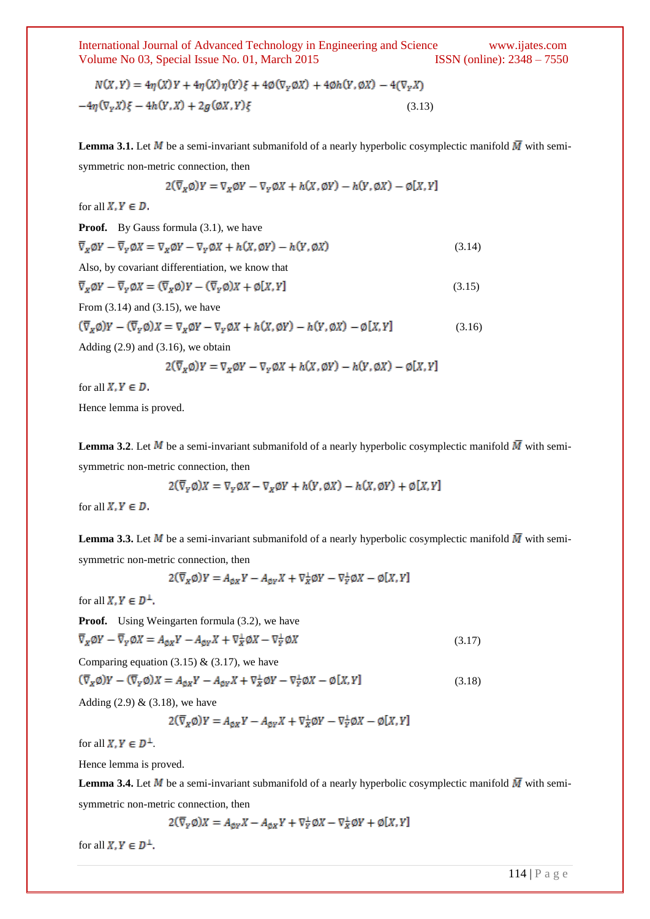$$N(X,Y) = 4\eta(X)Y + 4\eta(X)\eta(Y)\xi + 4\phi(\nabla_Y \phi X) + 4\phi h(Y, \phi X) - 4(\nabla_Y X)$$
$$-4\eta(\nabla_Y X)\xi - 4h(Y,X) + 2g(\phi X, Y)\xi \qquad (3.13)$$

**Lemma 3.1.** Let $M$ be a semi-invariant submanifold of a nearly hyperbolic cosymplectic manifold $\bar{M}$ with semi-symmetric non-metric connection, then

$$2(\bar{\nabla}_X \phi)Y = \nabla_X \phi Y - \nabla_Y \phi X + h(X, \phi Y) - h(Y, \phi X) - \phi[X, Y]$$

for all $X, Y \in D$.

**Proof.** By Gauss formula (3.1), we have

$$\bar{\nabla}_X \phi Y - \bar{\nabla}_Y \phi X = \nabla_X \phi Y - \nabla_Y \phi X + h(X, \phi Y) - h(Y, \phi X) \qquad (3.14)$$

Also, by covariant differentiation, we know that

$$\bar{\nabla}_X \phi Y - \bar{\nabla}_Y \phi X = (\bar{\nabla}_X \phi)Y - (\bar{\nabla}_Y \phi)X + \phi[X, Y] \qquad (3.15)$$

From (3.14) and (3.15), we have

$$(\bar{\nabla}_X \phi)Y - (\bar{\nabla}_Y \phi)X = \nabla_X \phi Y - \nabla_Y \phi X + h(X, \phi Y) - h(Y, \phi X) - \phi[X, Y] \qquad (3.16)$$

Adding (2.9) and (3.16), we obtain

$$2(\bar{\nabla}_X \phi)Y = \nabla_X \phi Y - \nabla_Y \phi X + h(X, \phi Y) - h(Y, \phi X) - \phi[X, Y]$$

for all $X, Y \in D$.

Hence lemma is proved.

**Lemma 3.2**. Let $M$ be a semi-invariant submanifold of a nearly hyperbolic cosymplectic manifold $\bar{M}$ with semi-symmetric non-metric connection, then

$$2(\bar{\nabla}_Y \phi)X = \nabla_Y \phi X - \nabla_X \phi Y + h(Y, \phi X) - h(X, \phi Y) + \phi[X, Y]$$

for all $X, Y \in D$.

**Lemma 3.3.** Let $M$ be a semi-invariant submanifold of a nearly hyperbolic cosymplectic manifold $\bar{M}$ with semi-symmetric non-metric connection, then

$$2(\bar{\nabla}_X \phi)Y = A_{\phi X} Y - A_{\phi Y} X + \nabla_X^{\perp} \phi Y - \nabla_Y^{\perp} \phi X - \phi[X, Y]$$

for all $X, Y \in D^{\perp}$.

**Proof.** Using Weingarten formula (3.2), we have

$$\bar{\nabla}_X \phi Y - \bar{\nabla}_Y \phi X = A_{\phi X} Y - A_{\phi Y} X + \nabla_X^{\perp} \phi X - \nabla_Y^{\perp} \phi X \qquad (3.17)$$

Comparing equation (3.15) & (3.17), we have

$$(\bar{\nabla}_X \phi)Y - (\bar{\nabla}_Y \phi)X = A_{\phi X} Y - A_{\phi Y} X + \nabla_X^{\perp} \phi Y - \nabla_Y^{\perp} \phi X - \phi[X, Y] \qquad (3.18)$$

Adding (2.9) & (3.18), we have

$$2(\bar{\nabla}_X \phi)Y = A_{\phi X} Y - A_{\phi Y} X + \nabla_X^{\perp} \phi Y - \nabla_Y^{\perp} \phi X - \phi[X, Y]$$

for all $X, Y \in D^{\perp}$.

Hence lemma is proved.

**Lemma 3.4.** Let $M$ be a semi-invariant submanifold of a nearly hyperbolic cosymplectic manifold $\bar{M}$ with semi-symmetric non-metric connection, then

$$2(\bar{\nabla}_Y \phi)X = A_{\phi Y} X - A_{\phi X} Y + \nabla_Y^{\perp} \phi X - \nabla_X^{\perp} \phi Y + \phi[X, Y]$$

for all $X, Y \in D^{\perp}$.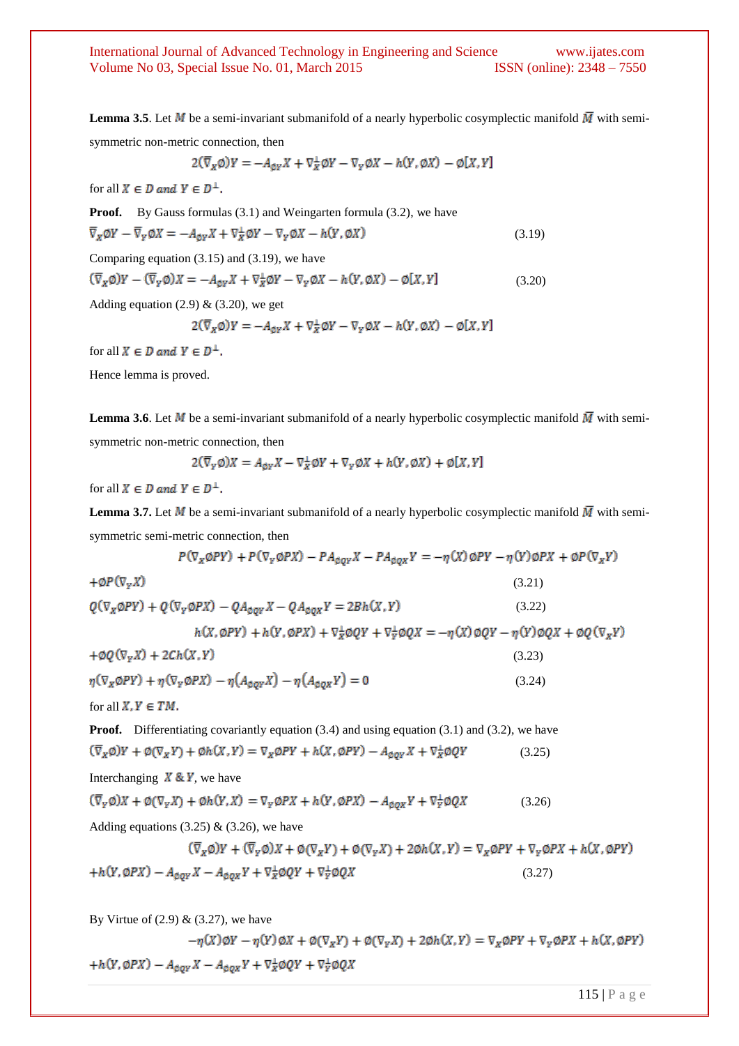**Lemma 3.5**. Let $M$ be a semi-invariant submanifold of a nearly hyperbolic cosymplectic manifold $\bar{M}$ with semi-symmetric non-metric connection, then

$$2(\bar{\nabla}_X \emptyset)Y = -A_{\emptyset Y}X + \nabla_X^{\perp}\emptyset Y - \nabla_Y \emptyset X - h(Y, \emptyset X) - \emptyset[X, Y]$$

for all $X \in D$ and $Y \in D^{\perp}$.

**Proof.** By Gauss formulas (3.1) and Weingarten formula (3.2), we have

$$\bar{\nabla}_X \emptyset Y - \bar{\nabla}_Y \emptyset X = -A_{\emptyset Y}X + \nabla_X^{\perp}\emptyset Y - \nabla_Y \emptyset X - h(Y, \emptyset X) \tag{3.19}$$

Comparing equation (3.15) and (3.19), we have

$$(\bar{\nabla}_X \emptyset)Y - (\bar{\nabla}_Y \emptyset)X = -A_{\emptyset Y}X + \nabla_X^{\perp}\emptyset Y - \nabla_Y \emptyset X - h(Y, \emptyset X) - \emptyset[X, Y] \tag{3.20}$$

Adding equation (2.9) & (3.20), we get

$$2(\bar{\nabla}_X \emptyset)Y = -A_{\emptyset Y}X + \nabla_X^{\perp}\emptyset Y - \nabla_Y \emptyset X - h(Y, \emptyset X) - \emptyset[X, Y]$$

for all $X \in D$ and $Y \in D^{\perp}$.

Hence lemma is proved.

**Lemma 3.6**. Let $M$ be a semi-invariant submanifold of a nearly hyperbolic cosymplectic manifold $\bar{M}$ with semi-symmetric non-metric connection, then

$$2(\bar{\nabla}_Y \emptyset)X = A_{\emptyset Y}X - \nabla_X^{\perp}\emptyset Y + \nabla_Y \emptyset X + h(Y, \emptyset X) + \emptyset[X, Y]$$

for all $X \in D$ and $Y \in D^{\perp}$.

**Lemma 3.7.** Let $M$ be a semi-invariant submanifold of a nearly hyperbolic cosymplectic manifold $\bar{M}$ with semi-symmetric semi-metric connection, then

$$P(\nabla_X \emptyset PY) + P(\nabla_Y \emptyset PX) - PA_{\emptyset QY}X - PA_{\emptyset QX}Y = -\eta(X)\emptyset PY - \eta(Y)\emptyset PX + \emptyset P(\nabla_X Y)$$
$$+\emptyset P(\nabla_Y X) \tag{3.21}$$

$$Q(\nabla_X \emptyset PY) + Q(\nabla_Y \emptyset PX) - QA_{\emptyset QY}X - QA_{\emptyset QX}Y = 2Bh(X, Y) \tag{3.22}$$

$$h(X, \emptyset PY) + h(Y, \emptyset PX) + \nabla_X^{\perp}\emptyset QY + \nabla_Y^{\perp}\emptyset QX = -\eta(X)\emptyset QY - \eta(Y)\emptyset QX + \emptyset Q(\nabla_X Y)$$
$$+\emptyset Q(\nabla_Y X) + 2Ch(X, Y) \tag{3.23}$$

$$\eta(\nabla_X \emptyset PY) + \eta(\nabla_Y \emptyset PX) - \eta(A_{\emptyset QY}X) - \eta(A_{\emptyset QX}Y) = 0 \tag{3.24}$$

for all $X, Y \in TM$.

**Proof.** Differentiating covariantly equation (3.4) and using equation (3.1) and (3.2), we have

$$(\bar{\nabla}_X \emptyset)Y + \emptyset(\nabla_X Y) + \emptyset h(X, Y) = \nabla_X \emptyset PY + h(X, \emptyset PY) - A_{\emptyset QY}X + \nabla_X^{\perp}\emptyset QY \tag{3.25}$$

Interchanging $X$ & $Y$, we have

$$(\bar{\nabla}_Y \emptyset)X + \emptyset(\nabla_Y X) + \emptyset h(Y, X) = \nabla_Y \emptyset PX + h(Y, \emptyset PX) - A_{\emptyset QX}Y + \nabla_Y^{\perp}\emptyset QX \tag{3.26}$$

Adding equations (3.25) & (3.26), we have

$$(\bar{\nabla}_X \emptyset)Y + (\bar{\nabla}_Y \emptyset)X + \emptyset(\nabla_X Y) + \emptyset(\nabla_Y X) + 2\emptyset h(X, Y) = \nabla_X \emptyset PY + \nabla_Y \emptyset PX + h(X, \emptyset PY)$$
$$+h(Y, \emptyset PX) - A_{\emptyset QY}X - A_{\emptyset QX}Y + \nabla_X^{\perp}\emptyset QY + \nabla_Y^{\perp}\emptyset QX \tag{3.27}$$

By Virtue of (2.9) & (3.27), we have

$$-\eta(X)\emptyset Y - \eta(Y)\emptyset X + \emptyset(\nabla_X Y) + \emptyset(\nabla_Y X) + 2\emptyset h(X, Y) = \nabla_X \emptyset PY + \nabla_Y \emptyset PX + h(X, \emptyset PY)$$
$$+h(Y, \emptyset PX) - A_{\emptyset QY}X - A_{\emptyset QX}Y + \nabla_X^{\perp}\emptyset QY + \nabla_Y^{\perp}\emptyset QX$$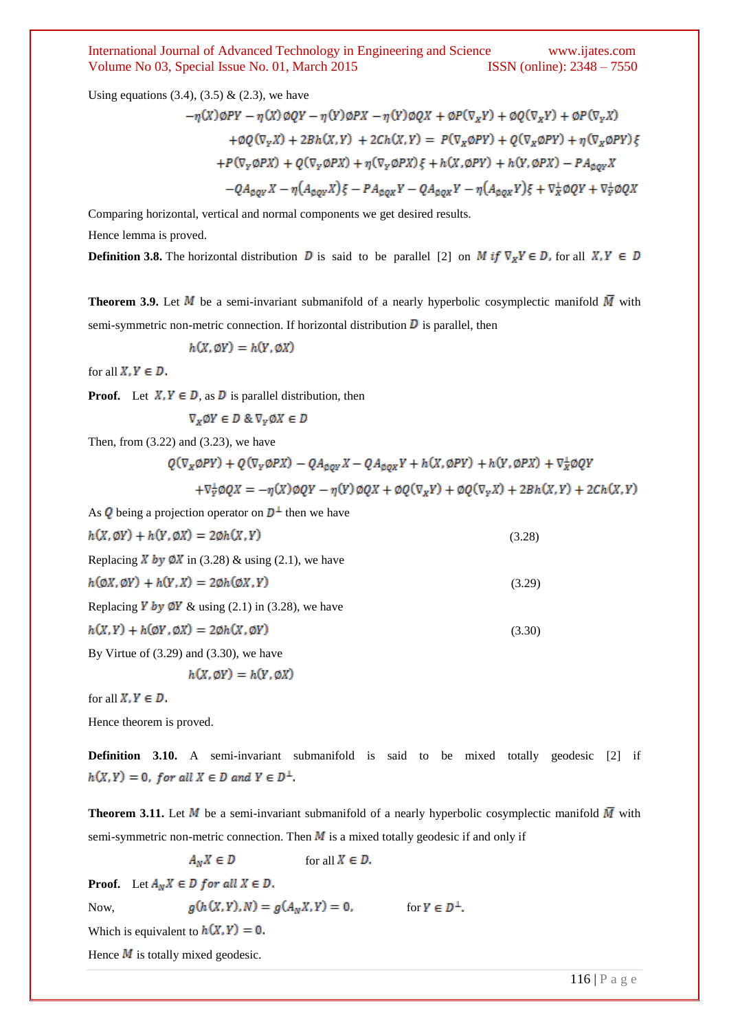Using equations (3.4), (3.5) & (2.3), we have

$$-\eta(X)\phi PY - \eta(X)\phi QY - \eta(Y)\phi PX - \eta(Y)\phi QX + \phi P(\nabla_X Y) + \phi Q(\nabla_X Y) + \phi P(\nabla_Y X)$$
$$+\phi Q(\nabla_Y X) + 2Bh(X,Y) + 2Ch(X,Y) = P(\nabla_X \phi PY) + Q(\nabla_X \phi PY) + \eta(\nabla_X \phi PY)\xi$$
$$+P(\nabla_Y \phi PX) + Q(\nabla_Y \phi PX) + \eta(\nabla_Y \phi PX)\xi + h(X, \phi PY) + h(Y, \phi PX) - PA_{\phi QY}X$$
$$-QA_{\phi QY}X - \eta(A_{\phi QY}X)\xi - PA_{\phi QX}Y - QA_{\phi QX}Y - \eta(A_{\phi QX}Y)\xi + \nabla_X^{\perp}\phi QY + \nabla_Y^{\perp}\phi QX$$

Comparing horizontal, vertical and normal components we get desired results.

Hence lemma is proved.

**Definition 3.8.** The horizontal distribution $D$ is said to be parallel [2] on $M$ if $\nabla_X Y \in D$, for all $X, Y \in D$

**Theorem 3.9.** Let $M$ be a semi-invariant submanifold of a nearly hyperbolic cosymplectic manifold $\bar{M}$ with semi-symmetric non-metric connection. If horizontal distribution $D$ is parallel, then

$$h(X, \phi Y) = h(Y, \phi X)$$

for all $X, Y \in D$.

**Proof.** Let $X, Y \in D$, as $D$ is parallel distribution, then

$$\nabla_X \phi Y \in D \;\&\; \nabla_Y \phi X \in D$$

Then, from (3.22) and (3.23), we have

$$Q(\nabla_X \phi PY) + Q(\nabla_Y \phi PX) - QA_{\phi QY}X - QA_{\phi QX}Y + h(X, \phi PY) + h(Y, \phi PX) + \nabla_X^{\perp}\phi QY$$
$$+\nabla_Y^{\perp}\phi QX = -\eta(X)\phi QY - \eta(Y)\phi QX + \phi Q(\nabla_X Y) + \phi Q(\nabla_Y X) + 2Bh(X,Y) + 2Ch(X,Y)$$

As $Q$ being a projection operator on $D^{\perp}$ then we have

$$h(X, \phi Y) + h(Y, \phi X) = 2\phi h(X, Y) \tag{3.28}$$

Replacing $X$ by $\phi X$ in (3.28) & using (2.1), we have

$$h(\phi X, \phi Y) + h(Y, X) = 2\phi h(\phi X, Y) \tag{3.29}$$

Replacing $Y$ by $\phi Y$ & using (2.1) in (3.28), we have

$$h(X, Y) + h(\phi Y, \phi X) = 2\phi h(X, \phi Y) \tag{3.30}$$

By Virtue of (3.29) and (3.30), we have

$$h(X, \phi Y) = h(Y, \phi X)$$

for all $X, Y \in D$.

Hence theorem is proved.

**Definition 3.10.** A semi-invariant submanifold is said to be mixed totally geodesic [2] if $h(X, Y) = 0,\ for\ all\ X \in D\ and\ Y \in D^{\perp}$.

**Theorem 3.11.** Let $M$ be a semi-invariant submanifold of a nearly hyperbolic cosymplectic manifold $\bar{M}$ with semi-symmetric non-metric connection. Then $M$ is a mixed totally geodesic if and only if

$$A_N X \in D \qquad \text{for all } X \in D.$$

**Proof.** Let $A_N X \in D\ for\ all\ X \in D$.

Now, $\quad g(h(X,Y), N) = g(A_N X, Y) = 0, \qquad$ for $Y \in D^{\perp}$.

Which is equivalent to $h(X, Y) = 0$.

Hence $M$ is totally mixed geodesic.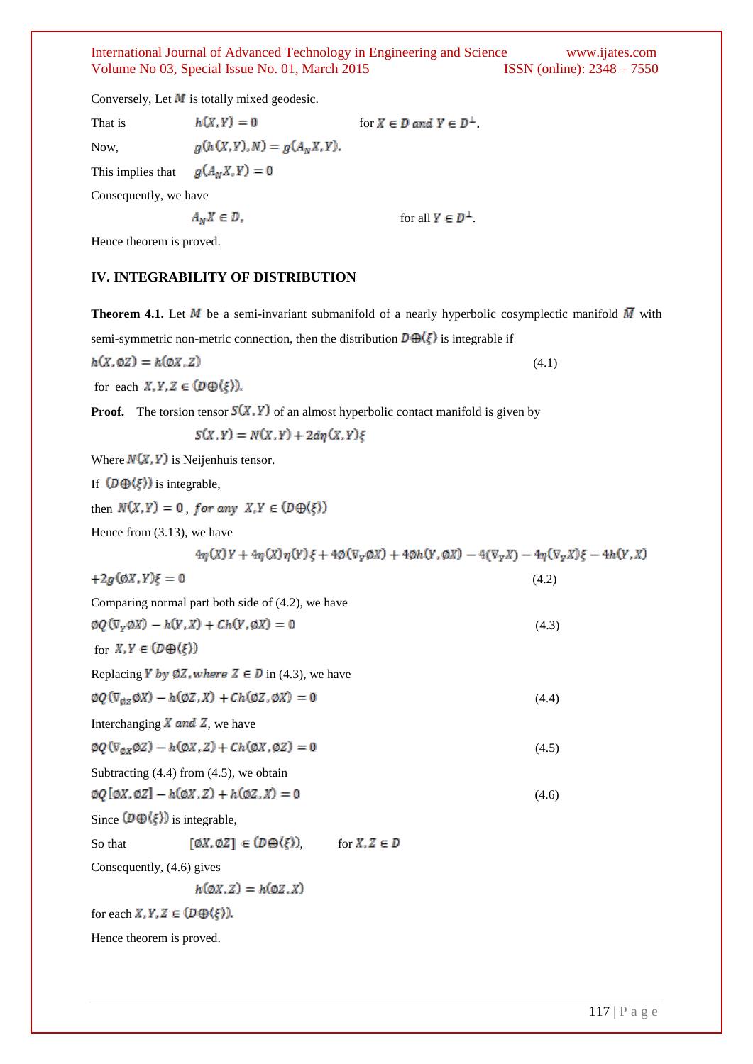Conversely, Let $M$ is totally mixed geodesic.

That is $\quad h(X, Y) = 0 \quad$ for $X \in D$ and $Y \in D^{\perp}$.

Now, $\quad g(h(X, Y), N) = g(A_N X, Y)$.

This implies that $\quad g(A_N X, Y) = 0$

Consequently, we have

$$A_N X \in D, \qquad \text{for all } Y \in D^{\perp}.$$

Hence theorem is proved.

## IV. INTEGRABILITY OF DISTRIBUTION

**Theorem 4.1.** Let $M$ be a semi-invariant submanifold of a nearly hyperbolic cosymplectic manifold $\overline{M}$ with semi-symmetric non-metric connection, then the distribution $D \oplus \langle \xi \rangle$ is integrable if

$$h(X, \phi Z) = h(\phi X, Z) \tag{4.1}$$

for each $X, Y, Z \in (D \oplus \langle \xi \rangle)$.

**Proof.** The torsion tensor $S(X, Y)$ of an almost hyperbolic contact manifold is given by

$$S(X, Y) = N(X, Y) + 2d\eta(X, Y)\xi$$

Where $N(X, Y)$ is Neijenhuis tensor.

If $(D \oplus \langle \xi \rangle)$ is integrable,

then $N(X, Y) = 0$, *for any* $X, Y \in (D \oplus \langle \xi \rangle)$

Hence from (3.13), we have

$$4\eta(X)Y + 4\eta(X)\eta(Y)\xi + 4\phi(\nabla_Y \phi X) + 4\phi h(Y, \phi X) - 4(\nabla_Y X) - 4\eta(\nabla_Y X)\xi - 4h(Y, X)$$
$$+2g(\phi X, Y)\xi = 0 \tag{4.2}$$

Comparing normal part both side of (4.2), we have

$$\phi Q(\nabla_Y \phi X) - h(Y, X) + Ch(Y, \phi X) = 0 \tag{4.3}$$

for $X, Y \in (D \oplus \langle \xi \rangle)$

Replacing $Y$ by $\phi Z$, where $Z \in D$ in (4.3), we have

$$\phi Q(\nabla_{\phi Z} \phi X) - h(\phi Z, X) + Ch(\phi Z, \phi X) = 0 \tag{4.4}$$

Interchanging $X$ and $Z$, we have

$$\phi Q(\nabla_{\phi X} \phi Z) - h(\phi X, Z) + Ch(\phi X, \phi Z) = 0 \tag{4.5}$$

Subtracting (4.4) from (4.5), we obtain

$$\phi Q[\phi X, \phi Z] - h(\phi X, Z) + h(\phi Z, X) = 0 \tag{4.6}$$

Since $(D \oplus \langle \xi \rangle)$ is integrable,

So that $\quad [\phi X, \phi Z] \in (D \oplus \langle \xi \rangle), \quad$ for $X, Z \in D$

Consequently, (4.6) gives

$$h(\phi X, Z) = h(\phi Z, X)$$

for each $X, Y, Z \in (D \oplus \langle \xi \rangle)$.

Hence theorem is proved.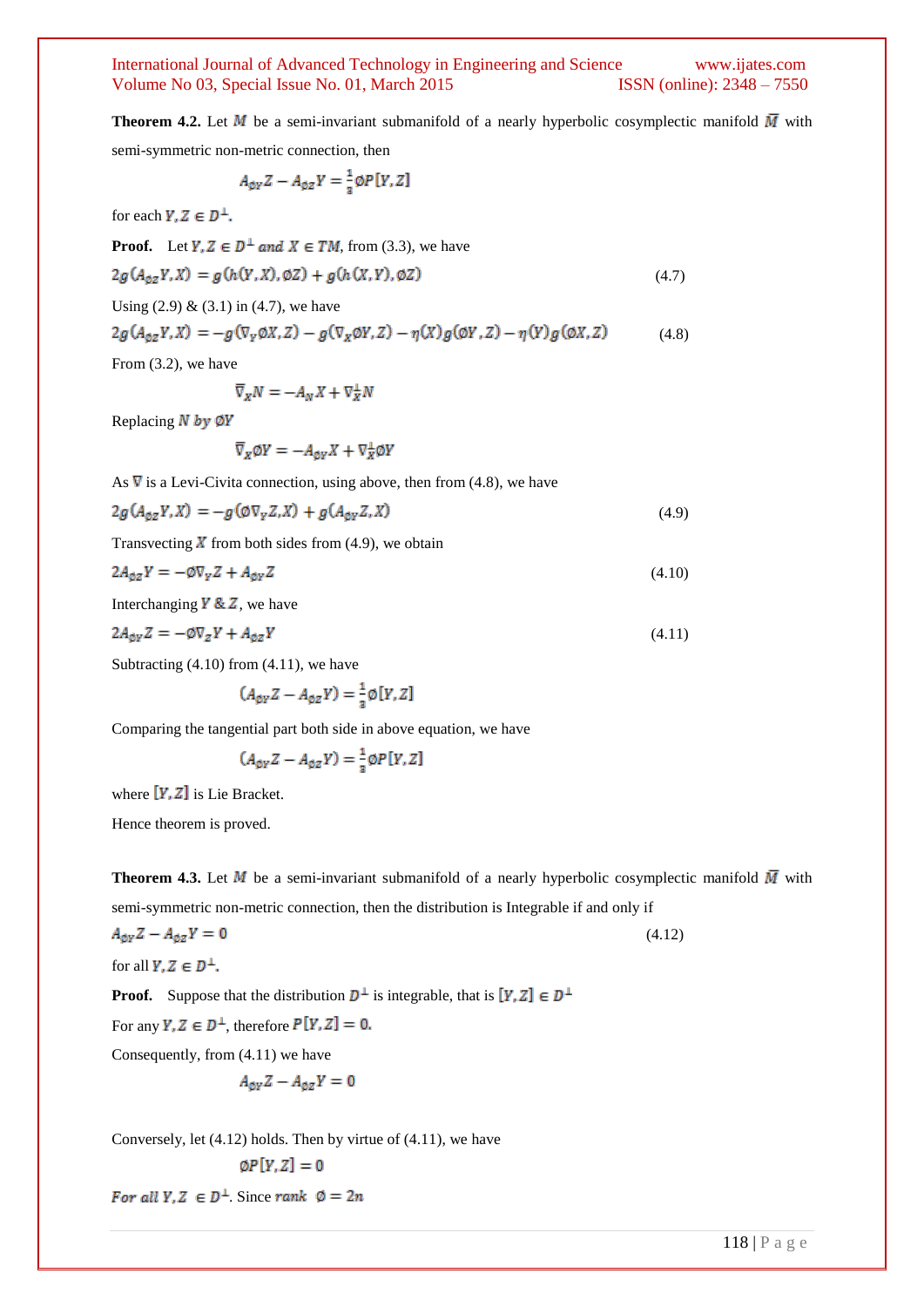**Theorem 4.2.** Let $M$ be a semi-invariant submanifold of a nearly hyperbolic cosymplectic manifold $\bar{M}$ with semi-symmetric non-metric connection, then

$$A_{\phi Y}Z - A_{\phi Z}Y = \frac{1}{3}\phi P[Y, Z]$$

for each $Y, Z \in D^{\perp}$.

**Proof.** Let $Y, Z \in D^{\perp}$ *and* $X \in TM$, from (3.3), we have

$$2g(A_{\phi Z}Y, X) = g(h(Y, X), \phi Z) + g(h(X, Y), \phi Z) \tag{4.7}$$

Using (2.9) & (3.1) in (4.7), we have

$$2g(A_{\phi Z}Y, X) = -g(\nabla_Y \phi X, Z) - g(\nabla_X \phi Y, Z) - \eta(X)g(\phi Y, Z) - \eta(Y)g(\phi X, Z) \tag{4.8}$$

From (3.2), we have

$$\bar{\nabla}_X N = -A_N X + \nabla_X^{\perp} N$$

Replacing $N$ *by* $\phi Y$

$$\bar{\nabla}_X \phi Y = -A_{\phi Y}X + \nabla_X^{\perp} \phi Y$$

As $\bar{\nabla}$ is a Levi-Civita connection, using above, then from (4.8), we have

$$2g(A_{\phi Z}Y, X) = -g(\phi \nabla_Y Z, X) + g(A_{\phi Y}Z, X) \tag{4.9}$$

Transvecting $X$ from both sides from (4.9), we obtain

$$2A_{\phi Z}Y = -\phi \nabla_Y Z + A_{\phi Y}Z \tag{4.10}$$

Interchanging $Y$ & $Z$, we have

$$2A_{\phi Y}Z = -\phi \nabla_Z Y + A_{\phi Z}Y \tag{4.11}$$

Subtracting (4.10) from (4.11), we have

$$(A_{\phi Y}Z - A_{\phi Z}Y) = \frac{1}{3}\phi[Y, Z]$$

Comparing the tangential part both side in above equation, we have

$$(A_{\phi Y}Z - A_{\phi Z}Y) = \frac{1}{3}\phi P[Y, Z]$$

where $[Y, Z]$ is Lie Bracket.

Hence theorem is proved.

**Theorem 4.3.** Let $M$ be a semi-invariant submanifold of a nearly hyperbolic cosymplectic manifold $\bar{M}$ with semi-symmetric non-metric connection, then the distribution is Integrable if and only if

$$A_{\phi Y}Z - A_{\phi Z}Y = 0 \tag{4.12}$$

for all $Y, Z \in D^{\perp}$.

**Proof.** Suppose that the distribution $D^{\perp}$ is integrable, that is $[Y, Z] \in D^{\perp}$

For any $Y, Z \in D^{\perp}$, therefore $P[Y, Z] = 0$.

Consequently, from (4.11) we have

$$A_{\phi Y}Z - A_{\phi Z}Y = 0$$

Conversely, let (4.12) holds. Then by virtue of (4.11), we have

$$\phi P[Y, Z] = 0$$

*For all* $Y, Z \in D^{\perp}$. Since *rank* $\phi = 2n$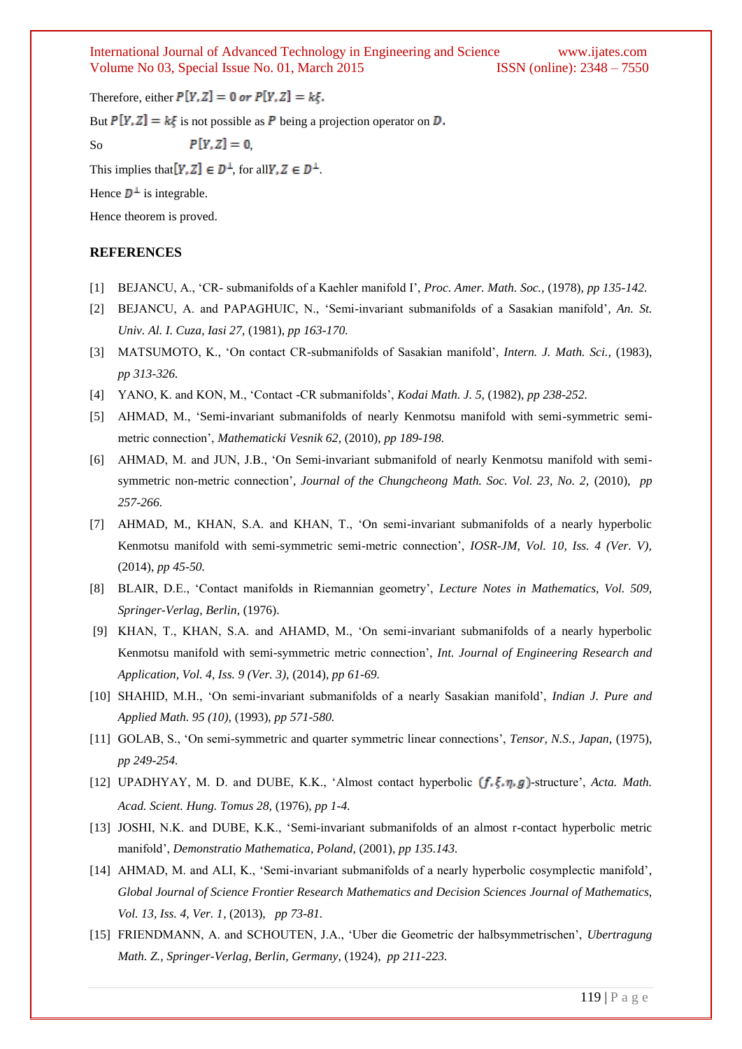Therefore, either $P[Y,Z] = 0$ *or* $P[Y,Z] = k\xi$.

But $P[Y,Z] = k\xi$ is not possible as $P$ being a projection operator on $D$.

So $$P[Y,Z] = 0,$$

This implies that $[Y,Z] \in D^{\perp}$, for all $Y,Z \in D^{\perp}$.

Hence $D^{\perp}$ is integrable.

Hence theorem is proved.

## REFERENCES

[1] BEJANCU, A., 'CR- submanifolds of a Kaehler manifold I', *Proc. Amer. Math. Soc.,* (1978), *pp 135-142.*

[2] BEJANCU, A. and PAPAGHUIC, N., 'Semi-invariant submanifolds of a Sasakian manifold', *An. St. Univ. Al. I. Cuza, Iasi 27,* (1981), *pp 163-170.*

[3] MATSUMOTO, K., 'On contact CR-submanifolds of Sasakian manifold', *Intern. J. Math. Sci.,* (1983), *pp 313-326.*

[4] YANO, K. and KON, M., 'Contact -CR submanifolds', *Kodai Math. J. 5,* (1982), *pp 238-252.*

[5] AHMAD, M., 'Semi-invariant submanifolds of nearly Kenmotsu manifold with semi-symmetric semi-metric connection', *Mathematicki Vesnik 62,* (2010), *pp 189-198.*

[6] AHMAD, M. and JUN, J.B., 'On Semi-invariant submanifold of nearly Kenmotsu manifold with semi-symmetric non-metric connection', *Journal of the Chungcheong Math. Soc. Vol. 23, No. 2,* (2010), *pp 257-266.*

[7] AHMAD, M., KHAN, S.A. and KHAN, T., 'On semi-invariant submanifolds of a nearly hyperbolic Kenmotsu manifold with semi-symmetric semi-metric connection', *IOSR-JM, Vol. 10, Iss. 4 (Ver. V),* (2014), *pp 45-50.*

[8] BLAIR, D.E., 'Contact manifolds in Riemannian geometry', *Lecture Notes in Mathematics, Vol. 509, Springer-Verlag, Berlin,* (1976).

[9] KHAN, T., KHAN, S.A. and AHAMD, M., 'On semi-invariant submanifolds of a nearly hyperbolic Kenmotsu manifold with semi-symmetric metric connection', *Int. Journal of Engineering Research and Application, Vol. 4, Iss. 9 (Ver. 3),* (2014), *pp 61-69.*

[10] SHAHID, M.H., 'On semi-invariant submanifolds of a nearly Sasakian manifold', *Indian J. Pure and Applied Math. 95 (10),* (1993), *pp 571-580.*

[11] GOLAB, S., 'On semi-symmetric and quarter symmetric linear connections', *Tensor, N.S., Japan,* (1975), *pp 249-254.*

[12] UPADHYAY, M. D. and DUBE, K.K., 'Almost contact hyperbolic $(f,\xi,\eta,g)$-structure', *Acta. Math. Acad. Scient. Hung. Tomus 28,* (1976), *pp 1-4.*

[13] JOSHI, N.K. and DUBE, K.K., 'Semi-invariant submanifolds of an almost r-contact hyperbolic metric manifold', *Demonstratio Mathematica, Poland,* (2001), *pp 135.143.*

[14] AHMAD, M. and ALI, K., 'Semi-invariant submanifolds of a nearly hyperbolic cosymplectic manifold', *Global Journal of Science Frontier Research Mathematics and Decision Sciences Journal of Mathematics, Vol. 13, Iss. 4, Ver. 1,* (2013), *pp 73-81.*

[15] FRIENDMANN, A. and SCHOUTEN, J.A., 'Uber die Geometric der halbsymmetrischen', *Ubertragung Math. Z., Springer-Verlag, Berlin, Germany,* (1924), *pp 211-223.*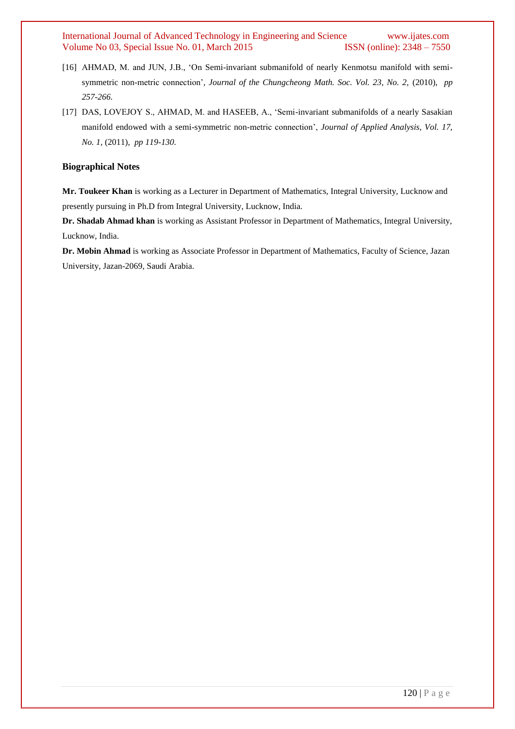[16] AHMAD, M. and JUN, J.B., 'On Semi-invariant submanifold of nearly Kenmotsu manifold with semi-symmetric non-metric connection', *Journal of the Chungcheong Math. Soc. Vol. 23, No. 2,* (2010), *pp 257-266.*

[17] DAS, LOVEJOY S., AHMAD, M. and HASEEB, A., 'Semi-invariant submanifolds of a nearly Sasakian manifold endowed with a semi-symmetric non-metric connection', *Journal of Applied Analysis, Vol. 17, No. 1,* (2011), *pp 119-130.*

### Biographical Notes

**Mr. Toukeer Khan** is working as a Lecturer in Department of Mathematics, Integral University, Lucknow and presently pursuing in Ph.D from Integral University, Lucknow, India.

**Dr. Shadab Ahmad khan** is working as Assistant Professor in Department of Mathematics, Integral University, Lucknow, India.

**Dr. Mobin Ahmad** is working as Associate Professor in Department of Mathematics, Faculty of Science, Jazan University, Jazan-2069, Saudi Arabia.